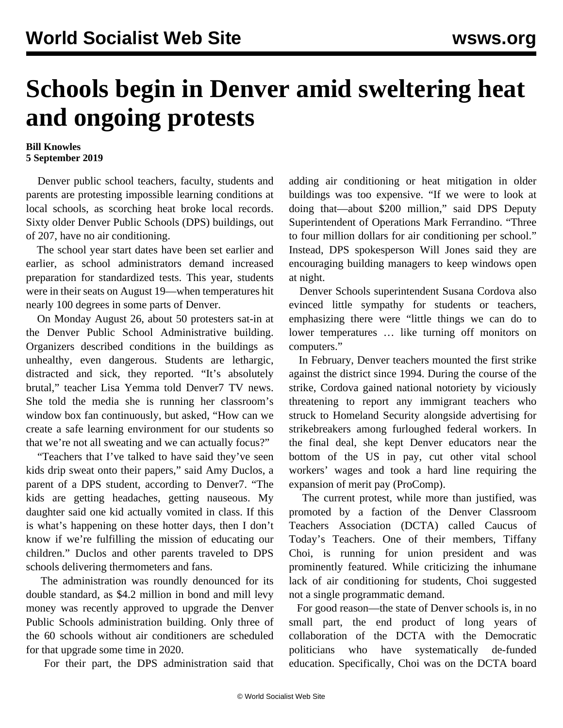# Schools begin in Denver amid sweltering heat and ongoing protests

**Bill Knowles**
**5 September 2019**

Denver public school teachers, faculty, students and parents are protesting impossible learning conditions at local schools, as scorching heat broke local records. Sixty older Denver Public Schools (DPS) buildings, out of 207, have no air conditioning.

The school year start dates have been set earlier and earlier, as school administrators demand increased preparation for standardized tests. This year, students were in their seats on August 19—when temperatures hit nearly 100 degrees in some parts of Denver.

On Monday August 26, about 50 protesters sat-in at the Denver Public School Administrative building. Organizers described conditions in the buildings as unhealthy, even dangerous. Students are lethargic, distracted and sick, they reported. "It's absolutely brutal," teacher Lisa Yemma told Denver7 TV news. She told the media she is running her classroom's window box fan continuously, but asked, "How can we create a safe learning environment for our students so that we're not all sweating and we can actually focus?"

"Teachers that I've talked to have said they've seen kids drip sweat onto their papers," said Amy Duclos, a parent of a DPS student, according to Denver7. "The kids are getting headaches, getting nauseous. My daughter said one kid actually vomited in class. If this is what's happening on these hotter days, then I don't know if we're fulfilling the mission of educating our children." Duclos and other parents traveled to DPS schools delivering thermometers and fans.

The administration was roundly denounced for its double standard, as $4.2 million in bond and mill levy money was recently approved to upgrade the Denver Public Schools administration building. Only three of the 60 schools without air conditioners are scheduled for that upgrade some time in 2020.

For their part, the DPS administration said that adding air conditioning or heat mitigation in older buildings was too expensive. "If we were to look at doing that—about $200 million," said DPS Deputy Superintendent of Operations Mark Ferrandino. "Three to four million dollars for air conditioning per school." Instead, DPS spokesperson Will Jones said they are encouraging building managers to keep windows open at night.

Denver Schools superintendent Susana Cordova also evinced little sympathy for students or teachers, emphasizing there were "little things we can do to lower temperatures … like turning off monitors on computers."

In February, Denver teachers mounted the first strike against the district since 1994. During the course of the strike, Cordova gained national notoriety by viciously threatening to report any immigrant teachers who struck to Homeland Security alongside advertising for strikebreakers among furloughed federal workers. In the final deal, she kept Denver educators near the bottom of the US in pay, cut other vital school workers' wages and took a hard line requiring the expansion of merit pay (ProComp).

The current protest, while more than justified, was promoted by a faction of the Denver Classroom Teachers Association (DCTA) called Caucus of Today's Teachers. One of their members, Tiffany Choi, is running for union president and was prominently featured. While criticizing the inhumane lack of air conditioning for students, Choi suggested not a single programmatic demand.

For good reason—the state of Denver schools is, in no small part, the end product of long years of collaboration of the DCTA with the Democratic politicians who have systematically de-funded education. Specifically, Choi was on the DCTA board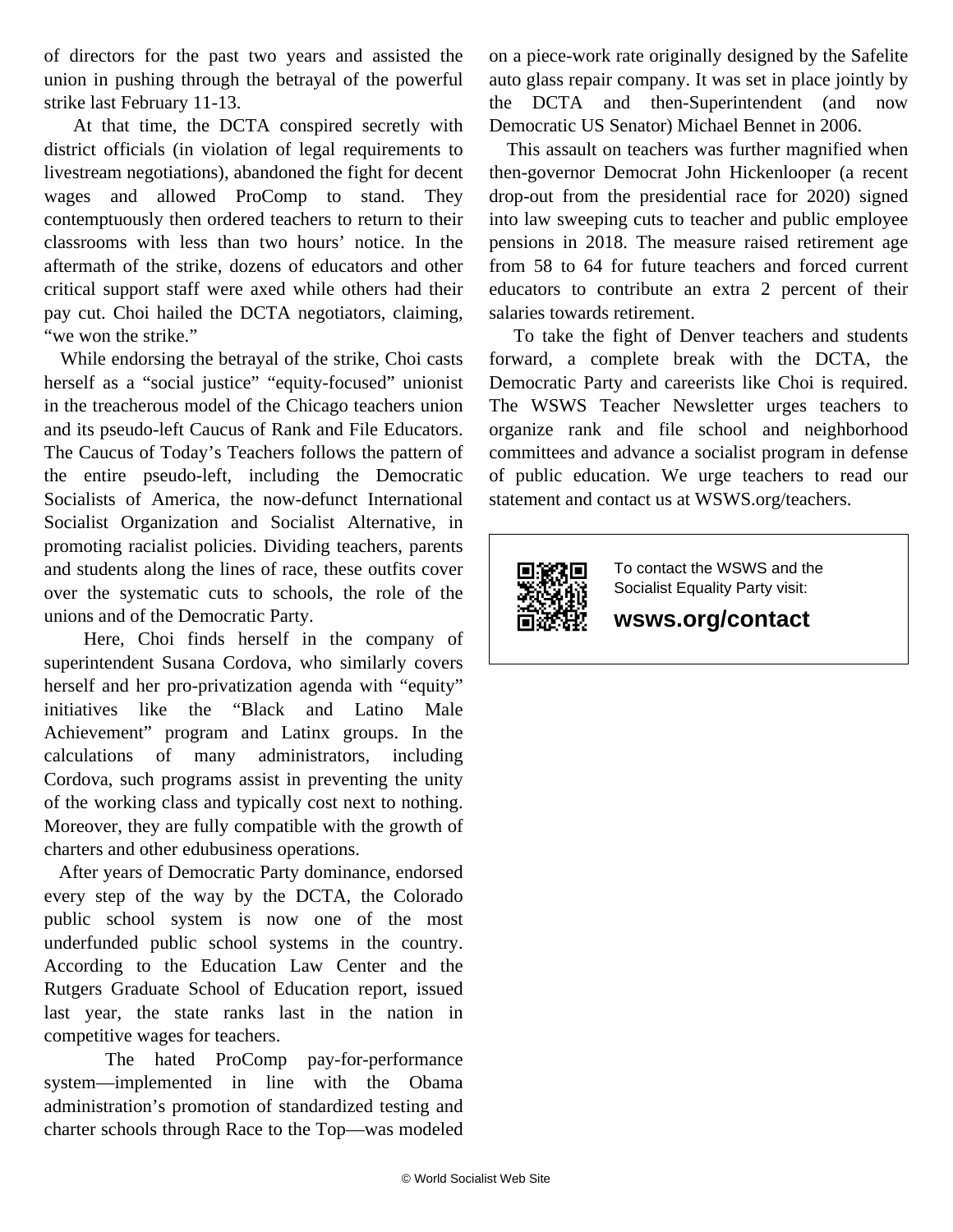of directors for the past two years and assisted the union in pushing through the betrayal of the powerful strike last February 11-13.

At that time, the DCTA conspired secretly with district officials (in violation of legal requirements to livestream negotiations), abandoned the fight for decent wages and allowed ProComp to stand. They contemptuously then ordered teachers to return to their classrooms with less than two hours' notice. In the aftermath of the strike, dozens of educators and other critical support staff were axed while others had their pay cut. Choi hailed the DCTA negotiators, claiming, "we won the strike."

While endorsing the betrayal of the strike, Choi casts herself as a "social justice" "equity-focused" unionist in the treacherous model of the Chicago teachers union and its pseudo-left Caucus of Rank and File Educators. The Caucus of Today's Teachers follows the pattern of the entire pseudo-left, including the Democratic Socialists of America, the now-defunct International Socialist Organization and Socialist Alternative, in promoting racialist policies. Dividing teachers, parents and students along the lines of race, these outfits cover over the systematic cuts to schools, the role of the unions and of the Democratic Party.

Here, Choi finds herself in the company of superintendent Susana Cordova, who similarly covers herself and her pro-privatization agenda with "equity" initiatives like the "Black and Latino Male Achievement" program and Latinx groups. In the calculations of many administrators, including Cordova, such programs assist in preventing the unity of the working class and typically cost next to nothing. Moreover, they are fully compatible with the growth of charters and other edubusiness operations.

After years of Democratic Party dominance, endorsed every step of the way by the DCTA, the Colorado public school system is now one of the most underfunded public school systems in the country. According to the Education Law Center and the Rutgers Graduate School of Education report, issued last year, the state ranks last in the nation in competitive wages for teachers.

The hated ProComp pay-for-performance system—implemented in line with the Obama administration's promotion of standardized testing and charter schools through Race to the Top—was modeled on a piece-work rate originally designed by the Safelite auto glass repair company. It was set in place jointly by the DCTA and then-Superintendent (and now Democratic US Senator) Michael Bennet in 2006.

This assault on teachers was further magnified when then-governor Democrat John Hickenlooper (a recent drop-out from the presidential race for 2020) signed into law sweeping cuts to teacher and public employee pensions in 2018. The measure raised retirement age from 58 to 64 for future teachers and forced current educators to contribute an extra 2 percent of their salaries towards retirement.

To take the fight of Denver teachers and students forward, a complete break with the DCTA, the Democratic Party and careerists like Choi is required. The WSWS Teacher Newsletter urges teachers to organize rank and file school and neighborhood committees and advance a socialist program in defense of public education. We urge teachers to read our statement and contact us at WSWS.org/teachers.

To contact the WSWS and the Socialist Equality Party visit:

**wsws.org/contact**